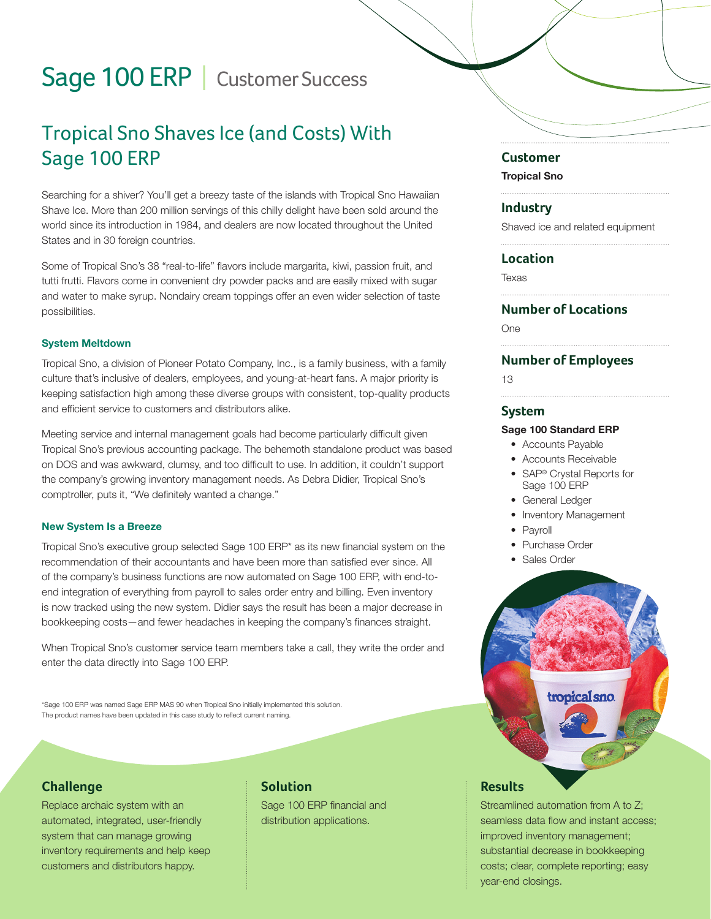# Sage 100 ERP | Customer Success

## Tropical Sno Shaves Ice (and Costs) With Sage 100 ERP

Searching for a shiver? You'll get a breezy taste of the islands with Tropical Sno Hawaiian Shave Ice. More than 200 million servings of this chilly delight have been sold around the world since its introduction in 1984, and dealers are now located throughout the United States and in 30 foreign countries.

Some of Tropical Sno's 38 "real-to-life" flavors include margarita, kiwi, passion fruit, and tutti frutti. Flavors come in convenient dry powder packs and are easily mixed with sugar and water to make syrup. Nondairy cream toppings offer an even wider selection of taste possibilities.

### System Meltdown

Tropical Sno, a division of Pioneer Potato Company, Inc., is a family business, with a family culture that's inclusive of dealers, employees, and young-at-heart fans. A major priority is keeping satisfaction high among these diverse groups with consistent, top-quality products and efficient service to customers and distributors alike.

Meeting service and internal management goals had become particularly difficult given Tropical Sno's previous accounting package. The behemoth standalone product was based on DOS and was awkward, clumsy, and too difficult to use. In addition, it couldn't support the company's growing inventory management needs. As Debra Didier, Tropical Sno's comptroller, puts it, "We definitely wanted a change."

### New System Is a Breeze

Tropical Sno's executive group selected Sage 100 ERP* as its new financial system on the recommendation of their accountants and have been more than satisfied ever since. All of the company's business functions are now automated on Sage 100 ERP, with end-to-end integration of everything from payroll to sales order entry and billing. Even inventory is now tracked using the new system. Didier says the result has been a major decrease in bookkeeping costs—and fewer headaches in keeping the company's finances straight.

When Tropical Sno's customer service team members take a call, they write the order and enter the data directly into Sage 100 ERP.

*Sage 100 ERP was named Sage ERP MAS 90 when Tropical Sno initially implemented this solution. The product names have been updated in this case study to reflect current naming.

### Customer

**Tropical Sno**

### Industry

Shaved ice and related equipment

### Location

Texas

### Number of Locations

One

### Number of Employees

13

### System

**Sage 100 Standard ERP**

- Accounts Payable
- Accounts Receivable
- SAP® Crystal Reports for Sage 100 ERP
- General Ledger
- Inventory Management
- Payroll
- Purchase Order
- Sales Order

### Challenge

Replace archaic system with an automated, integrated, user-friendly system that can manage growing inventory requirements and help keep customers and distributors happy.

### Solution

Sage 100 ERP financial and distribution applications.

### Results

Streamlined automation from A to Z; seamless data flow and instant access; improved inventory management; substantial decrease in bookkeeping costs; clear, complete reporting; easy year-end closings.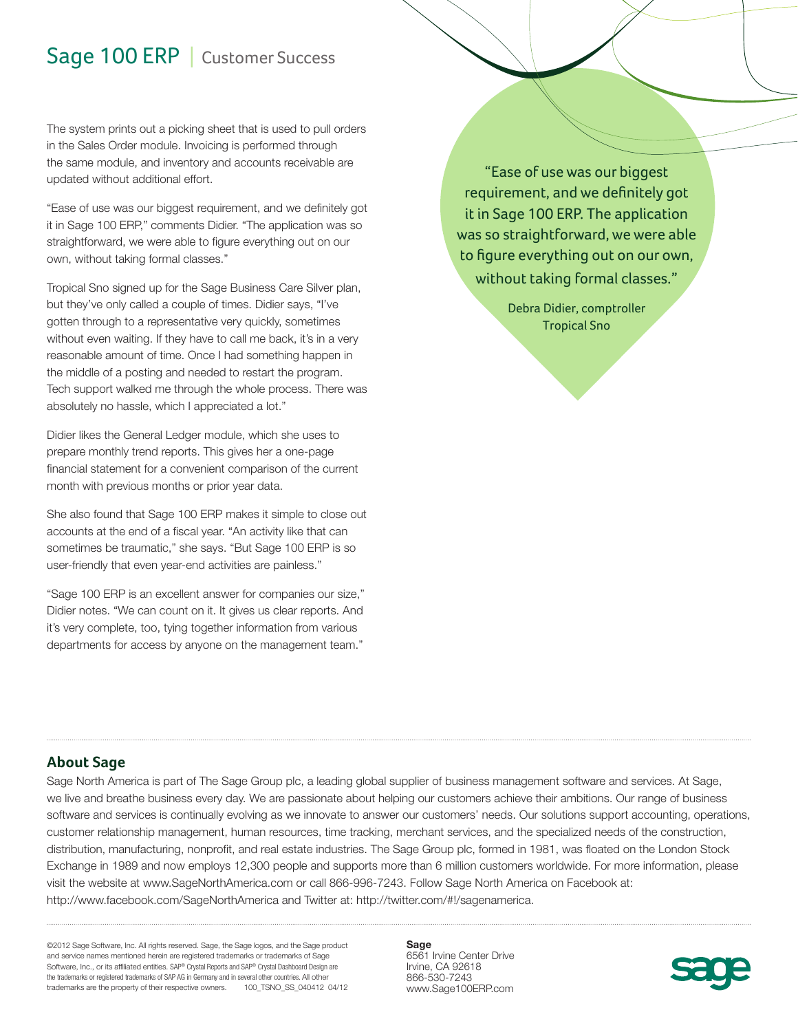The system prints out a picking sheet that is used to pull orders in the Sales Order module. Invoicing is performed through the same module, and inventory and accounts receivable are updated without additional effort.

"Ease of use was our biggest requirement, and we definitely got it in Sage 100 ERP," comments Didier. "The application was so straightforward, we were able to figure everything out on our own, without taking formal classes."

Tropical Sno signed up for the Sage Business Care Silver plan, but they've only called a couple of times. Didier says, "I've gotten through to a representative very quickly, sometimes without even waiting. If they have to call me back, it's in a very reasonable amount of time. Once I had something happen in the middle of a posting and needed to restart the program. Tech support walked me through the whole process. There was absolutely no hassle, which I appreciated a lot."

Didier likes the General Ledger module, which she uses to prepare monthly trend reports. This gives her a one-page financial statement for a convenient comparison of the current month with previous months or prior year data.

She also found that Sage 100 ERP makes it simple to close out accounts at the end of a fiscal year. "An activity like that can sometimes be traumatic," she says. "But Sage 100 ERP is so user-friendly that even year-end activities are painless."

"Sage 100 ERP is an excellent answer for companies our size," Didier notes. "We can count on it. It gives us clear reports. And it's very complete, too, tying together information from various departments for access by anyone on the management team."

> "Ease of use was our biggest requirement, and we definitely got it in Sage 100 ERP. The application was so straightforward, we were able to figure everything out on our own, without taking formal classes."
>
> Debra Didier, comptroller
> Tropical Sno

## About Sage

Sage North America is part of The Sage Group plc, a leading global supplier of business management software and services. At Sage, we live and breathe business every day. We are passionate about helping our customers achieve their ambitions. Our range of business software and services is continually evolving as we innovate to answer our customers' needs. Our solutions support accounting, operations, customer relationship management, human resources, time tracking, merchant services, and the specialized needs of the construction, distribution, manufacturing, nonprofit, and real estate industries. The Sage Group plc, formed in 1981, was floated on the London Stock Exchange in 1989 and now employs 12,300 people and supports more than 6 million customers worldwide. For more information, please visit the website at www.SageNorthAmerica.com or call 866-996-7243. Follow Sage North America on Facebook at: http://www.facebook.com/SageNorthAmerica and Twitter at: http://twitter.com/#!/sagenamerica.

©2012 Sage Software, Inc. All rights reserved. Sage, the Sage logos, and the Sage product and service names mentioned herein are registered trademarks or trademarks of Sage Software, Inc., or its affiliated entities. SAP® Crystal Reports and SAP® Crystal Dashboard Design are the trademarks or registered trademarks of SAP AG in Germany and in several other countries. All other trademarks are the property of their respective owners. 100_TSNO_SS_040412 04/12

**Sage**
6561 Irvine Center Drive
Irvine, CA 92618
866-530-7243
www.Sage100ERP.com